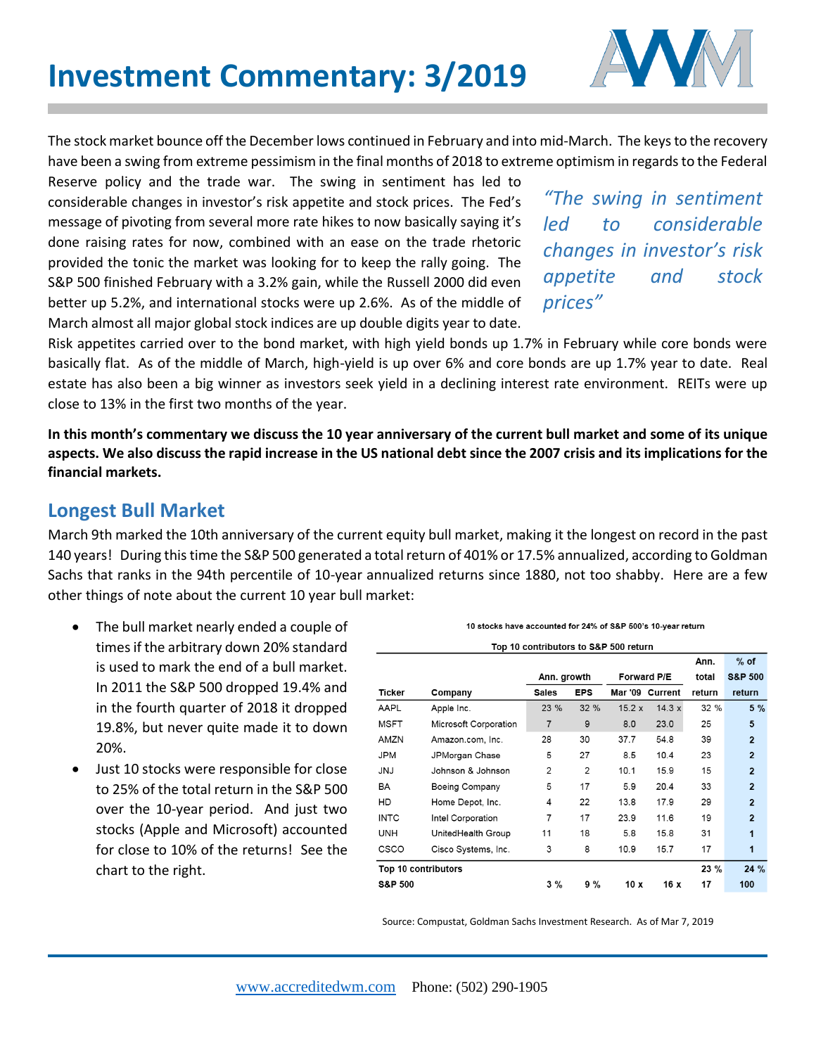# Investment Commentary: 3/2019

The stock market bounce off the December lows continued in February and into mid-March. The keys to the recovery have been a swing from extreme pessimism in the final months of 2018 to extreme optimism in regards to the Federal Reserve policy and the trade war. The swing in sentiment has led to considerable changes in investor's risk appetite and stock prices. The Fed's message of pivoting from several more rate hikes to now basically saying it's done raising rates for now, combined with an ease on the trade rhetoric provided the tonic the market was looking for to keep the rally going. The S&P 500 finished February with a 3.2% gain, while the Russell 2000 did even better up 5.2%, and international stocks were up 2.6%. As of the middle of March almost all major global stock indices are up double digits year to date. Risk appetites carried over to the bond market, with high yield bonds up 1.7% in February while core bonds were basically flat. As of the middle of March, high-yield is up over 6% and core bonds are up 1.7% year to date. Real estate has also been a big winner as investors seek yield in a declining interest rate environment. REITs were up close to 13% in the first two months of the year.

> *"The swing in sentiment led to considerable changes in investor's risk appetite and stock prices"*

**In this month's commentary we discuss the 10 year anniversary of the current bull market and some of its unique aspects. We also discuss the rapid increase in the US national debt since the 2007 crisis and its implications for the financial markets.**

## Longest Bull Market

March 9th marked the 10th anniversary of the current equity bull market, making it the longest on record in the past 140 years! During this time the S&P 500 generated a total return of 401% or 17.5% annualized, according to Goldman Sachs that ranks in the 94th percentile of 10-year annualized returns since 1880, not too shabby. Here are a few other things of note about the current 10 year bull market:

- The bull market nearly ended a couple of times if the arbitrary down 20% standard is used to mark the end of a bull market. In 2011 the S&P 500 dropped 19.4% and in the fourth quarter of 2018 it dropped 19.8%, but never quite made it to down 20%.
- Just 10 stocks were responsible for close to 25% of the total return in the S&P 500 over the 10-year period. And just two stocks (Apple and Microsoft) accounted for close to 10% of the returns! See the chart to the right.

**10 stocks have accounted for 24% of S&P 500's 10-year return**

**Top 10 contributors to S&P 500 return**

| Ticker | Company | Ann. growth | | Forward P/E | | Ann. total return | % of S&P 500 return |
|---|---|---|---|---|---|---|---|
| | | Sales | EPS | Mar '09 | Current | | |
| AAPL | Apple Inc. | 23 % | 32 % | 15.2 x | 14.3 x | 32 % | 5 % |
| MSFT | Microsoft Corporation | 7 | 9 | 8.0 | 23.0 | 25 | 5 |
| AMZN | Amazon.com, Inc. | 28 | 30 | 37.7 | 54.8 | 39 | 2 |
| JPM | JPMorgan Chase | 5 | 27 | 8.5 | 10.4 | 23 | 2 |
| JNJ | Johnson & Johnson | 2 | 2 | 10.1 | 15.9 | 15 | 2 |
| BA | Boeing Company | 5 | 17 | 5.9 | 20.4 | 33 | 2 |
| HD | Home Depot, Inc. | 4 | 22 | 13.8 | 17.9 | 29 | 2 |
| INTC | Intel Corporation | 7 | 17 | 23.9 | 11.6 | 19 | 2 |
| UNH | UnitedHealth Group | 11 | 18 | 5.8 | 15.8 | 31 | 1 |
| CSCO | Cisco Systems, Inc. | 3 | 8 | 10.9 | 15.7 | 17 | 1 |
| **Top 10 contributors** | | | | | | **23 %** | **24 %** |
| **S&P 500** | | **3 %** | **9 %** | **10 x** | **16 x** | **17** | **100** |

Source: Compustat, Goldman Sachs Investment Research. As of Mar 7, 2019

www.accreditedwm.com Phone: (502) 290-1905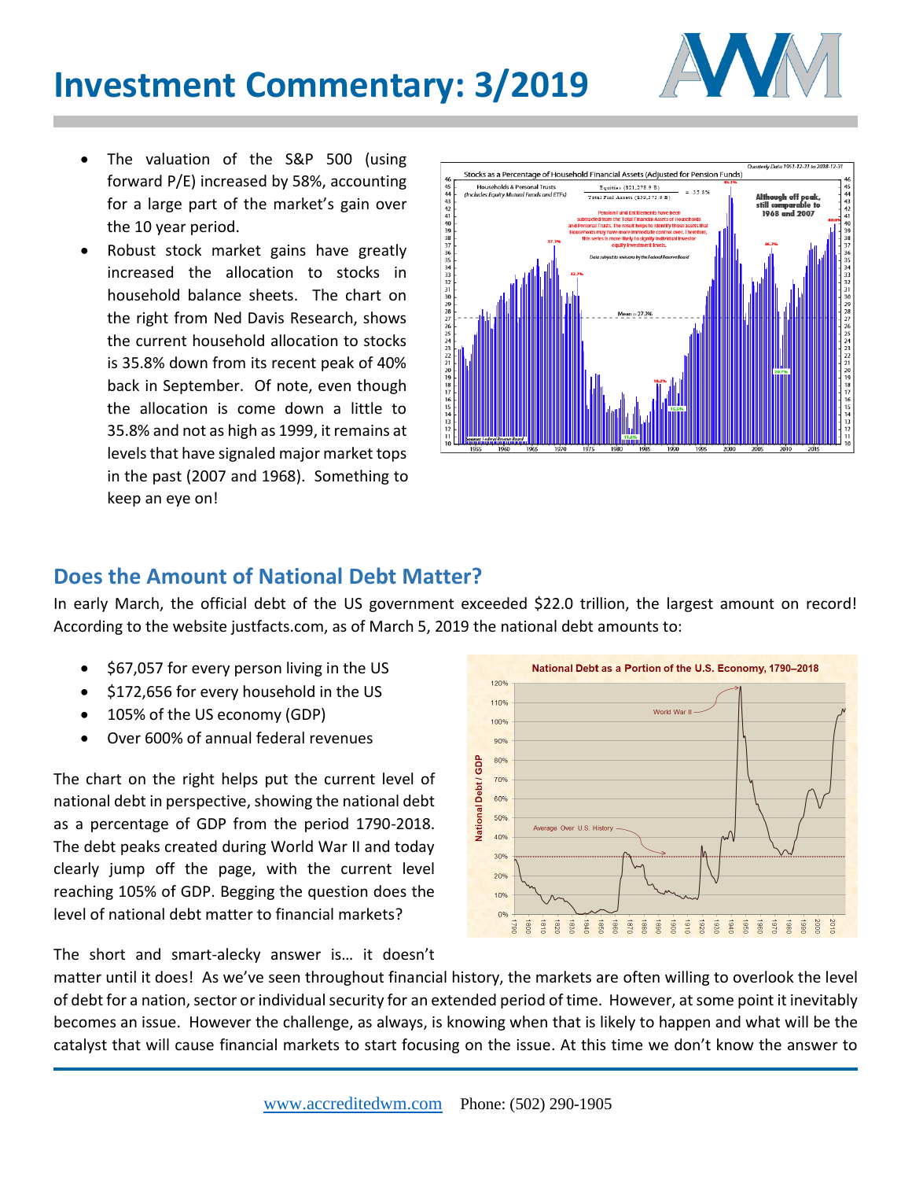# Investment Commentary: 3/2019

- The valuation of the S&P 500 (using forward P/E) increased by 58%, accounting for a large part of the market's gain over the 10 year period.
- Robust stock market gains have greatly increased the allocation to stocks in household balance sheets. The chart on the right from Ned Davis Research, shows the current household allocation to stocks is 35.8% down from its recent peak of 40% back in September. Of note, even though the allocation is come down a little to 35.8% and not as high as 1999, it remains at levels that have signaled major market tops in the past (2007 and 1968). Something to keep an eye on!

## Does the Amount of National Debt Matter?

In early March, the official debt of the US government exceeded $22.0 trillion, the largest amount on record! According to the website justfacts.com, as of March 5, 2019 the national debt amounts to:

- $67,057 for every person living in the US
- $172,656 for every household in the US
- 105% of the US economy (GDP)
- Over 600% of annual federal revenues

The chart on the right helps put the current level of national debt in perspective, showing the national debt as a percentage of GDP from the period 1790-2018. The debt peaks created during World War II and today clearly jump off the page, with the current level reaching 105% of GDP. Begging the question does the level of national debt matter to financial markets?

The short and smart-alecky answer is… it doesn't matter until it does! As we've seen throughout financial history, the markets are often willing to overlook the level of debt for a nation, sector or individual security for an extended period of time. However, at some point it inevitably becomes an issue. However the challenge, as always, is knowing when that is likely to happen and what will be the catalyst that will cause financial markets to start focusing on the issue. At this time we don't know the answer to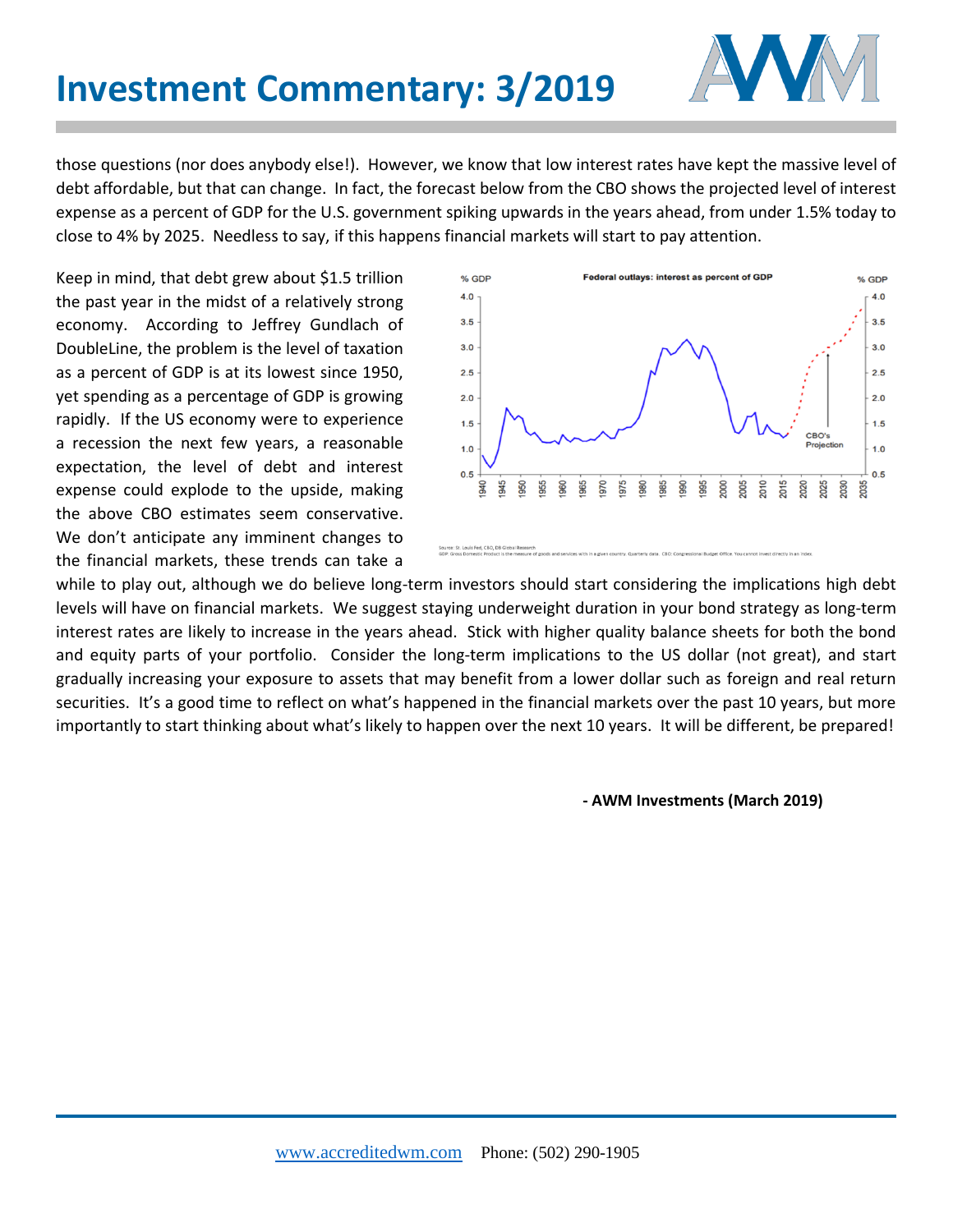those questions (nor does anybody else!). However, we know that low interest rates have kept the massive level of debt affordable, but that can change. In fact, the forecast below from the CBO shows the projected level of interest expense as a percent of GDP for the U.S. government spiking upwards in the years ahead, from under 1.5% today to close to 4% by 2025. Needless to say, if this happens financial markets will start to pay attention.

Keep in mind, that debt grew about $1.5 trillion the past year in the midst of a relatively strong economy. According to Jeffrey Gundlach of DoubleLine, the problem is the level of taxation as a percent of GDP is at its lowest since 1950, yet spending as a percentage of GDP is growing rapidly. If the US economy were to experience a recession the next few years, a reasonable expectation, the level of debt and interest expense could explode to the upside, making the above CBO estimates seem conservative. We don't anticipate any imminent changes to the financial markets, these trends can take a while to play out, although we do believe long-term investors should start considering the implications high debt levels will have on financial markets. We suggest staying underweight duration in your bond strategy as long-term interest rates are likely to increase in the years ahead. Stick with higher quality balance sheets for both the bond and equity parts of your portfolio. Consider the long-term implications to the US dollar (not great), and start gradually increasing your exposure to assets that may benefit from a lower dollar such as foreign and real return securities. It's a good time to reflect on what's happened in the financial markets over the past 10 years, but more importantly to start thinking about what's likely to happen over the next 10 years. It will be different, be prepared!

Federal outlays: interest as percent of GDP

% GDP

4.0
3.5
3.0
2.5
2.0
1.5
1.0
0.5

1940 1945 1950 1955 1960 1965 1970 1975 1980 1985 1990 1995 2000 2005 2010 2015 2020 2025 2030 2035

CBO's Projection

Source: St. Louis Fed, CBO, DB Global Research
GDP: Gross Domestic Product is the measure of goods and services with in a given country. Quarterly data. CBO: Congressional Budget Office. You cannot invest directly in an index.

**- AWM Investments (March 2019)**